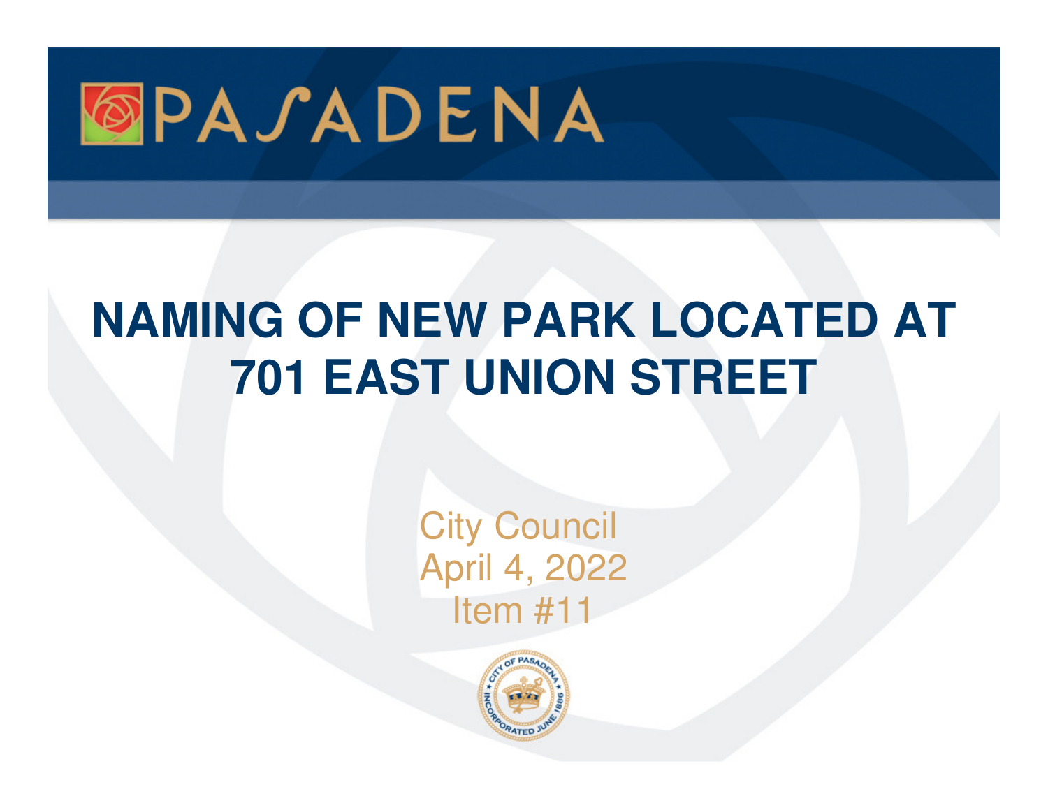PASADENA

# NAMING OF NEW PARK LOCATED AT 701 EAST UNION STREET

City Council
April 4, 2022
Item #11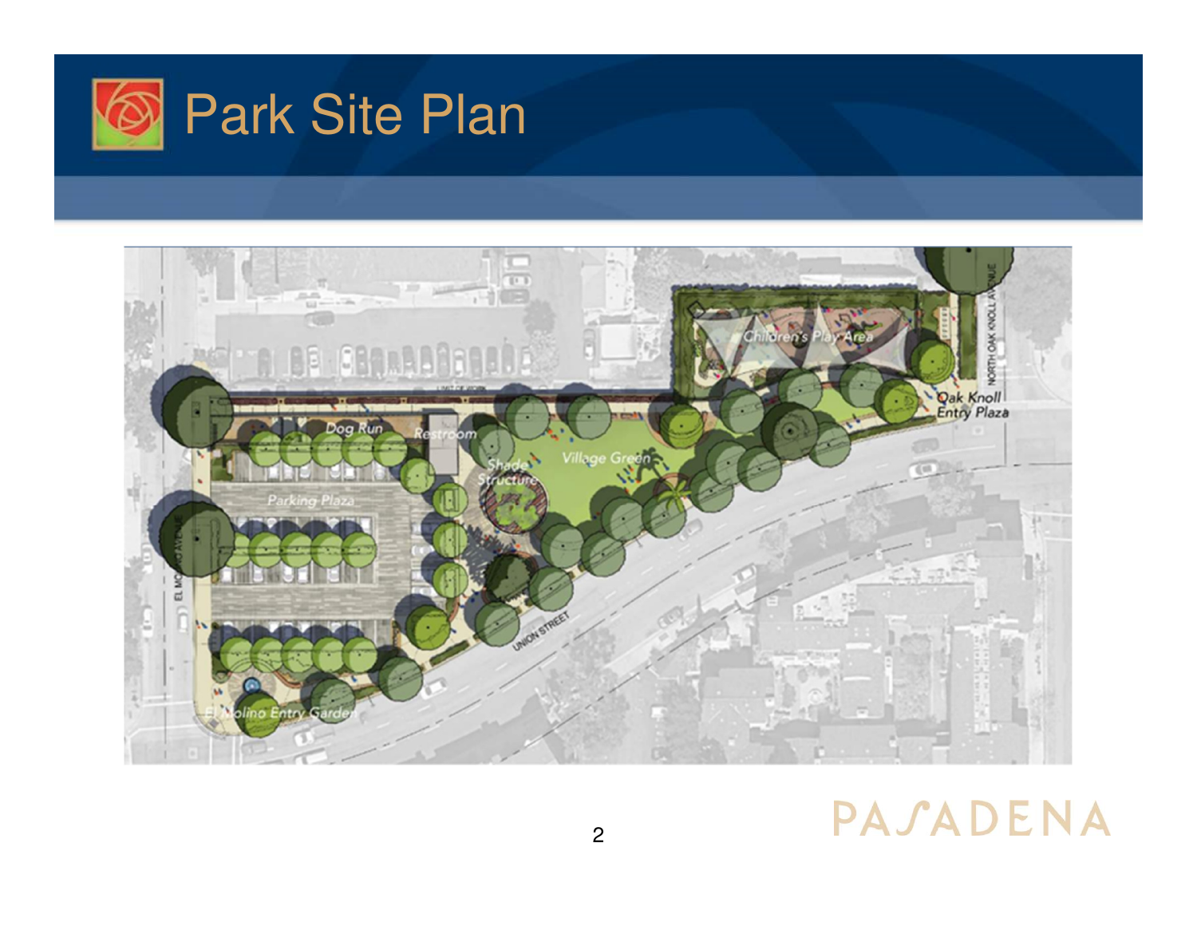# Park Site Plan

Children's Play Area

Oak Knoll Entry Plaza

NORTH OAK KNOLL AVENUE

Dog Run

Restroom

Shade Structure

Village Green

Parking Plaza

EL MOLINO AVENUE

UNION STREET

El Molino Entry Garden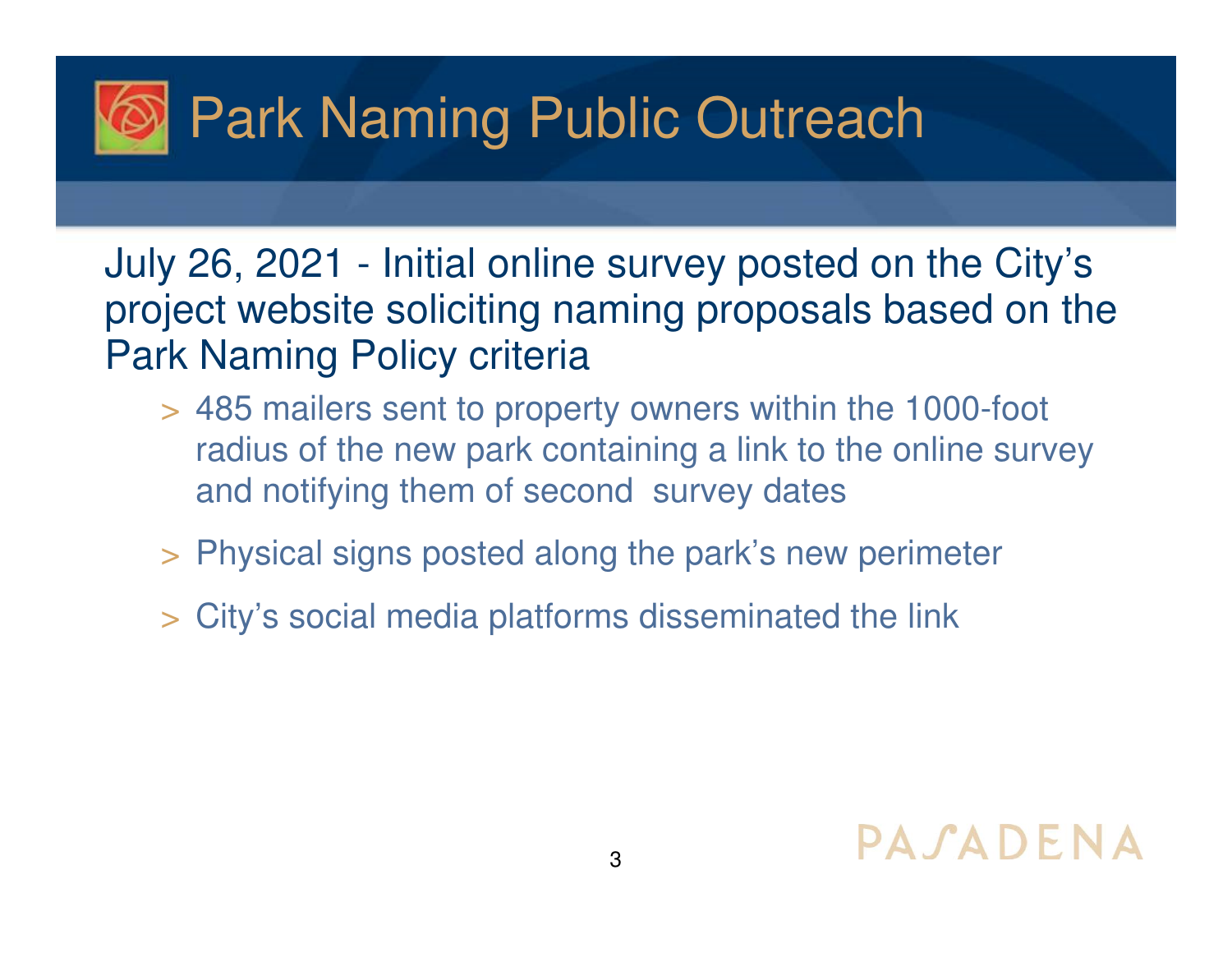# Park Naming Public Outreach

July 26, 2021 - Initial online survey posted on the City's project website soliciting naming proposals based on the Park Naming Policy criteria

- 485 mailers sent to property owners within the 1000-foot radius of the new park containing a link to the online survey and notifying them of second survey dates
- Physical signs posted along the park's new perimeter
- City's social media platforms disseminated the link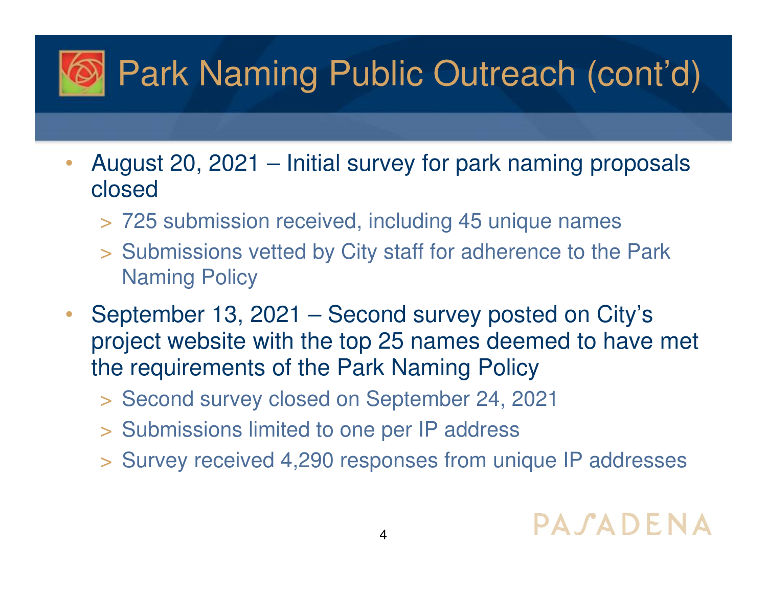# Park Naming Public Outreach (cont'd)

- August 20, 2021 – Initial survey for park naming proposals closed
  - 725 submission received, including 45 unique names
  - Submissions vetted by City staff for adherence to the Park Naming Policy
- September 13, 2021 – Second survey posted on City's project website with the top 25 names deemed to have met the requirements of the Park Naming Policy
  - Second survey closed on September 24, 2021
  - Submissions limited to one per IP address
  - Survey received 4,290 responses from unique IP addresses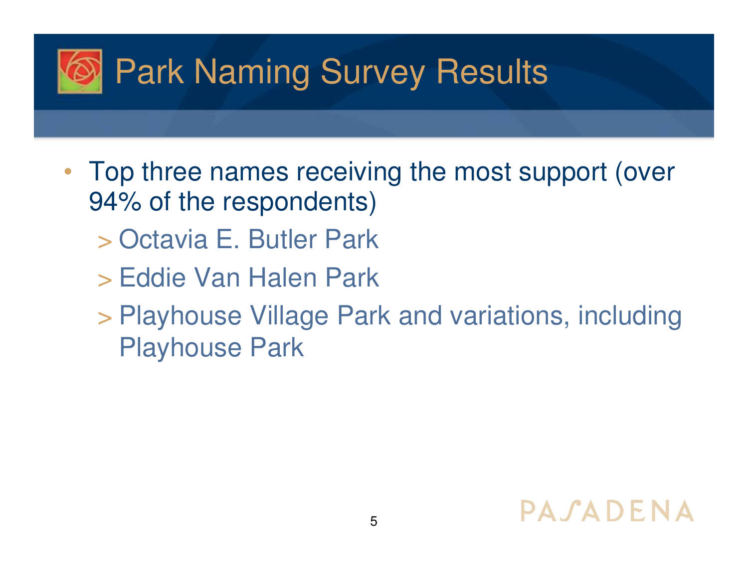# Park Naming Survey Results

- Top three names receiving the most support (over 94% of the respondents)
  - Octavia E. Butler Park
  - Eddie Van Halen Park
  - Playhouse Village Park and variations, including Playhouse Park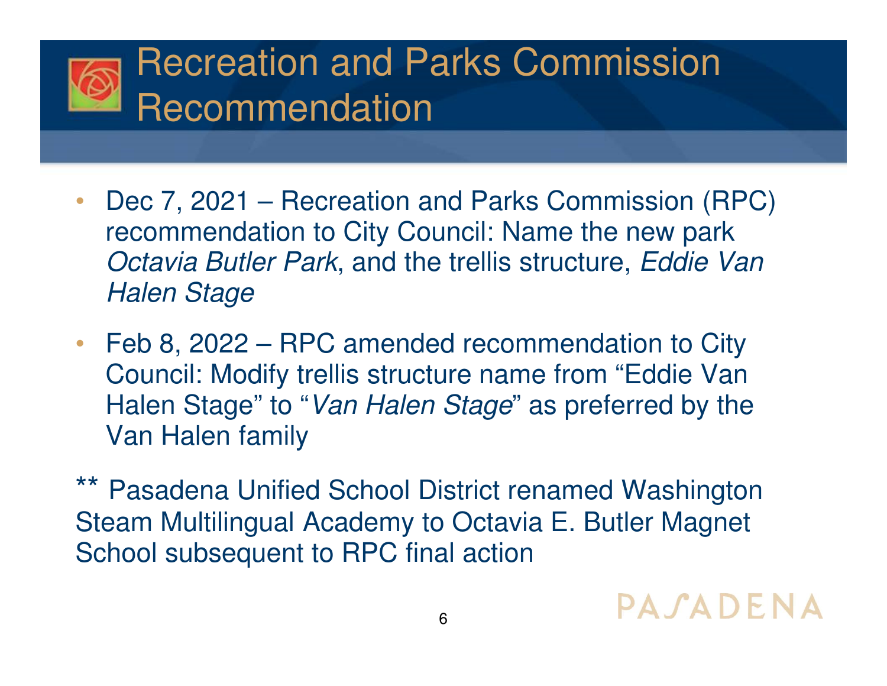# Recreation and Parks Commission Recommendation

- Dec 7, 2021 – Recreation and Parks Commission (RPC) recommendation to City Council: Name the new park *Octavia Butler Park*, and the trellis structure, *Eddie Van Halen Stage*
- Feb 8, 2022 – RPC amended recommendation to City Council: Modify trellis structure name from "Eddie Van Halen Stage" to "*Van Halen Stage*" as preferred by the Van Halen family

** Pasadena Unified School District renamed Washington Steam Multilingual Academy to Octavia E. Butler Magnet School subsequent to RPC final action

PASADENA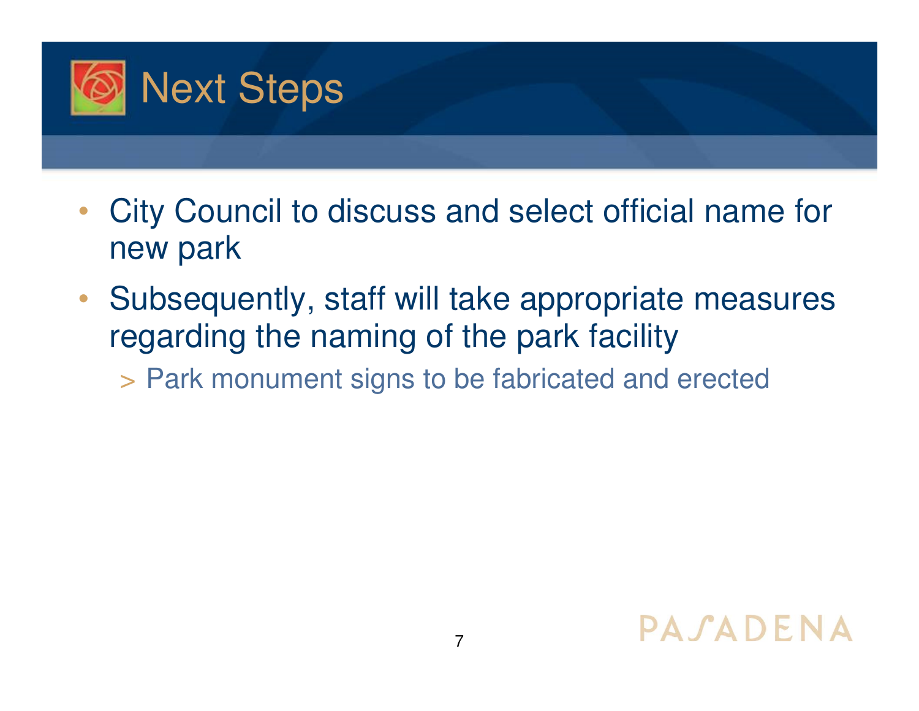# Next Steps

- City Council to discuss and select official name for new park
- Subsequently, staff will take appropriate measures regarding the naming of the park facility
  - > Park monument signs to be fabricated and erected